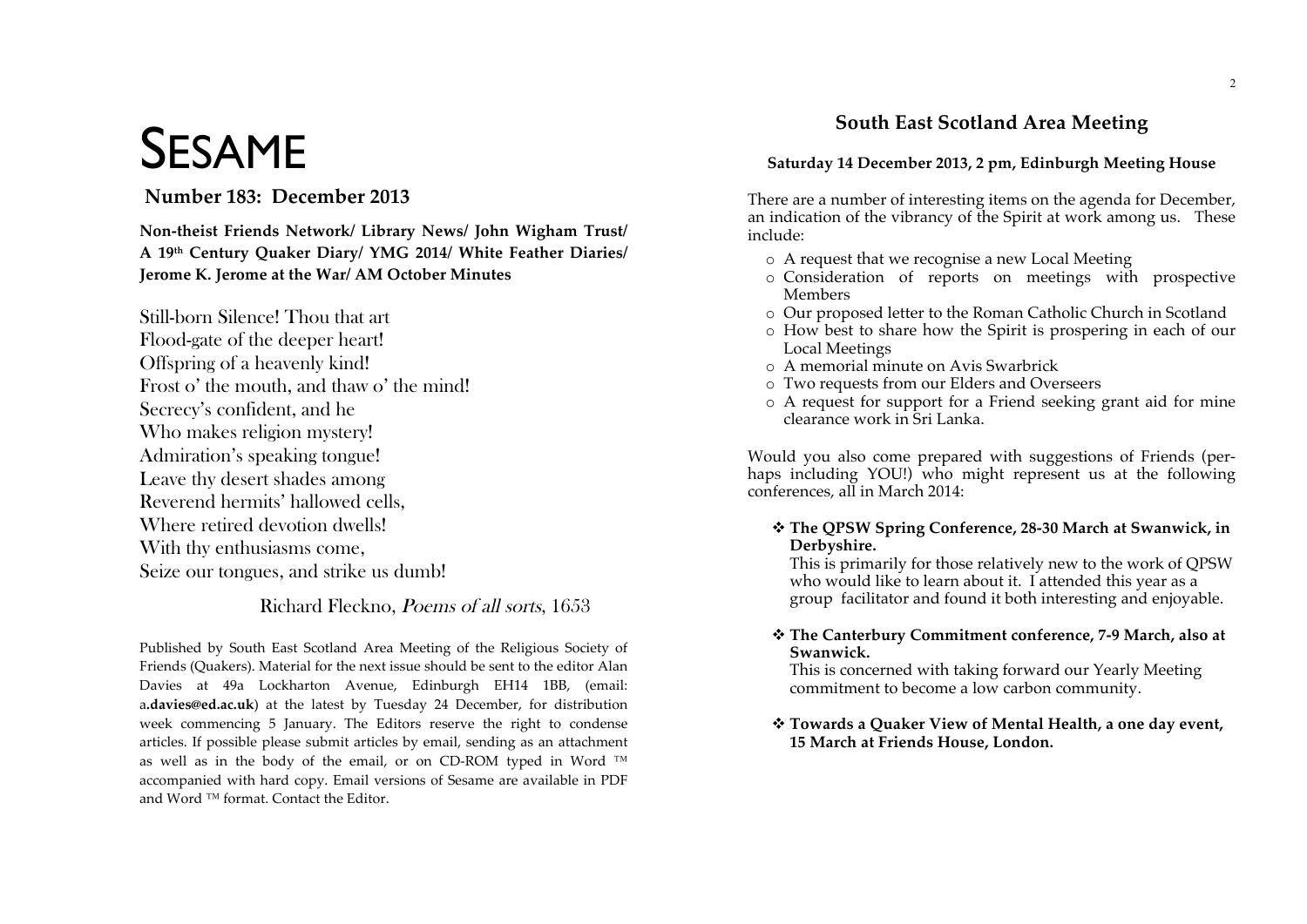# SESAME

**Number 183: December 2013**

**Non-theist Friends Network/ Library News/ John Wigham Trust/ A 19th Century Quaker Diary/ YMG 2014/ White Feather Diaries/ Jerome K. Jerome at the War/ AM October Minutes**

Still-born Silence! Thou that art  
Flood-gate of the deeper heart!  
Offspring of a heavenly kind!  
Frost o' the mouth, and thaw o' the mind!  
Secrecy's confident, and he  
Who makes religion mystery!  
Admiration's speaking tongue!  
Leave thy desert shades among  
Reverend hermits' hallowed cells,  
Where retired devotion dwells!  
With thy enthusiasms come,  
Seize our tongues, and strike us dumb!

Richard Fleckno, *Poems of all sorts*, 1653

Published by South East Scotland Area Meeting of the Religious Society of Friends (Quakers). Material for the next issue should be sent to the editor Alan Davies at 49a Lockharton Avenue, Edinburgh EH14 1BB, (email: a**.davies@ed.ac.uk**) at the latest by Tuesday 24 December, for distribution week commencing 5 January. The Editors reserve the right to condense articles. If possible please submit articles by email, sending as an attachment as well as in the body of the email, or on CD-ROM typed in Word ™ accompanied with hard copy. Email versions of Sesame are available in PDF and Word ™ format. Contact the Editor.

## South East Scotland Area Meeting

**Saturday 14 December 2013, 2 pm, Edinburgh Meeting House**

There are a number of interesting items on the agenda for December, an indication of the vibrancy of the Spirit at work among us. These include:

- A request that we recognise a new Local Meeting
- Consideration of reports on meetings with prospective Members
- Our proposed letter to the Roman Catholic Church in Scotland
- How best to share how the Spirit is prospering in each of our Local Meetings
- A memorial minute on Avis Swarbrick
- Two requests from our Elders and Overseers
- A request for support for a Friend seeking grant aid for mine clearance work in Sri Lanka.

Would you also come prepared with suggestions of Friends (perhaps including YOU!) who might represent us at the following conferences, all in March 2014:

- **The QPSW Spring Conference, 28-30 March at Swanwick, in Derbyshire.**  
  This is primarily for those relatively new to the work of QPSW who would like to learn about it. I attended this year as a group facilitator and found it both interesting and enjoyable.

- **The Canterbury Commitment conference, 7-9 March, also at Swanwick.**  
  This is concerned with taking forward our Yearly Meeting commitment to become a low carbon community.

- **Towards a Quaker View of Mental Health, a one day event, 15 March at Friends House, London.**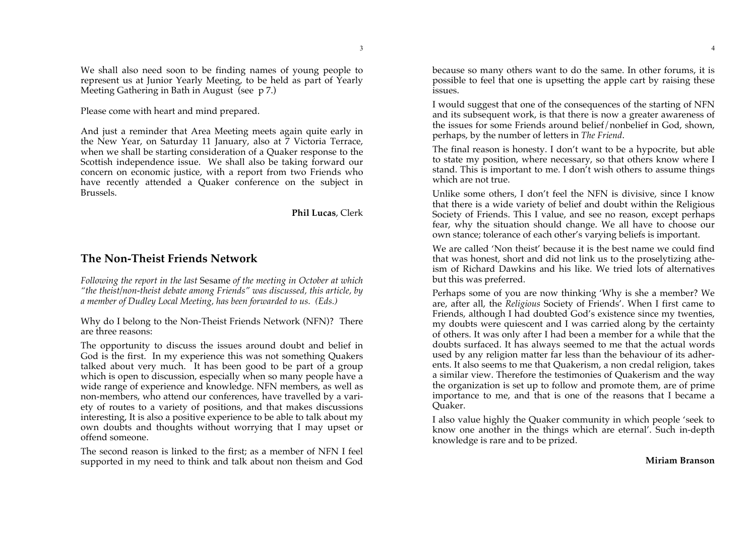We shall also need soon to be finding names of young people to represent us at Junior Yearly Meeting, to be held as part of Yearly Meeting Gathering in Bath in August (see p 7.)

Please come with heart and mind prepared.

And just a reminder that Area Meeting meets again quite early in the New Year, on Saturday 11 January, also at 7 Victoria Terrace, when we shall be starting consideration of a Quaker response to the Scottish independence issue. We shall also be taking forward our concern on economic justice, with a report from two Friends who have recently attended a Quaker conference on the subject in Brussels.

**Phil Lucas**, Clerk

## The Non-Theist Friends Network

*Following the report in the last* Sesame *of the meeting in October at which "the theist/non-theist debate among Friends" was discussed, this article, by a member of Dudley Local Meeting, has been forwarded to us. (Eds.)*

Why do I belong to the Non-Theist Friends Network (NFN)? There are three reasons:

The opportunity to discuss the issues around doubt and belief in God is the first. In my experience this was not something Quakers talked about very much. It has been good to be part of a group which is open to discussion, especially when so many people have a wide range of experience and knowledge. NFN members, as well as non-members, who attend our conferences, have travelled by a variety of routes to a variety of positions, and that makes discussions interesting, It is also a positive experience to be able to talk about my own doubts and thoughts without worrying that I may upset or offend someone.

The second reason is linked to the first; as a member of NFN I feel supported in my need to think and talk about non theism and God because so many others want to do the same. In other forums, it is possible to feel that one is upsetting the apple cart by raising these issues.

I would suggest that one of the consequences of the starting of NFN and its subsequent work, is that there is now a greater awareness of the issues for some Friends around belief/nonbelief in God, shown, perhaps, by the number of letters in *The Friend*.

The final reason is honesty. I don't want to be a hypocrite, but able to state my position, where necessary, so that others know where I stand. This is important to me. I don't wish others to assume things which are not true.

Unlike some others, I don't feel the NFN is divisive, since I know that there is a wide variety of belief and doubt within the Religious Society of Friends. This I value, and see no reason, except perhaps fear, why the situation should change. We all have to choose our own stance; tolerance of each other's varying beliefs is important.

We are called 'Non theist' because it is the best name we could find that was honest, short and did not link us to the proselytizing atheism of Richard Dawkins and his like. We tried lots of alternatives but this was preferred.

Perhaps some of you are now thinking 'Why is she a member? We are, after all, the *Religious* Society of Friends'. When I first came to Friends, although I had doubted God's existence since my twenties, my doubts were quiescent and I was carried along by the certainty of others. It was only after I had been a member for a while that the doubts surfaced. It has always seemed to me that the actual words used by any religion matter far less than the behaviour of its adherents. It also seems to me that Quakerism, a non credal religion, takes a similar view. Therefore the testimonies of Quakerism and the way the organization is set up to follow and promote them, are of prime importance to me, and that is one of the reasons that I became a Quaker.

I also value highly the Quaker community in which people 'seek to know one another in the things which are eternal'. Such in-depth knowledge is rare and to be prized.

**Miriam Branson**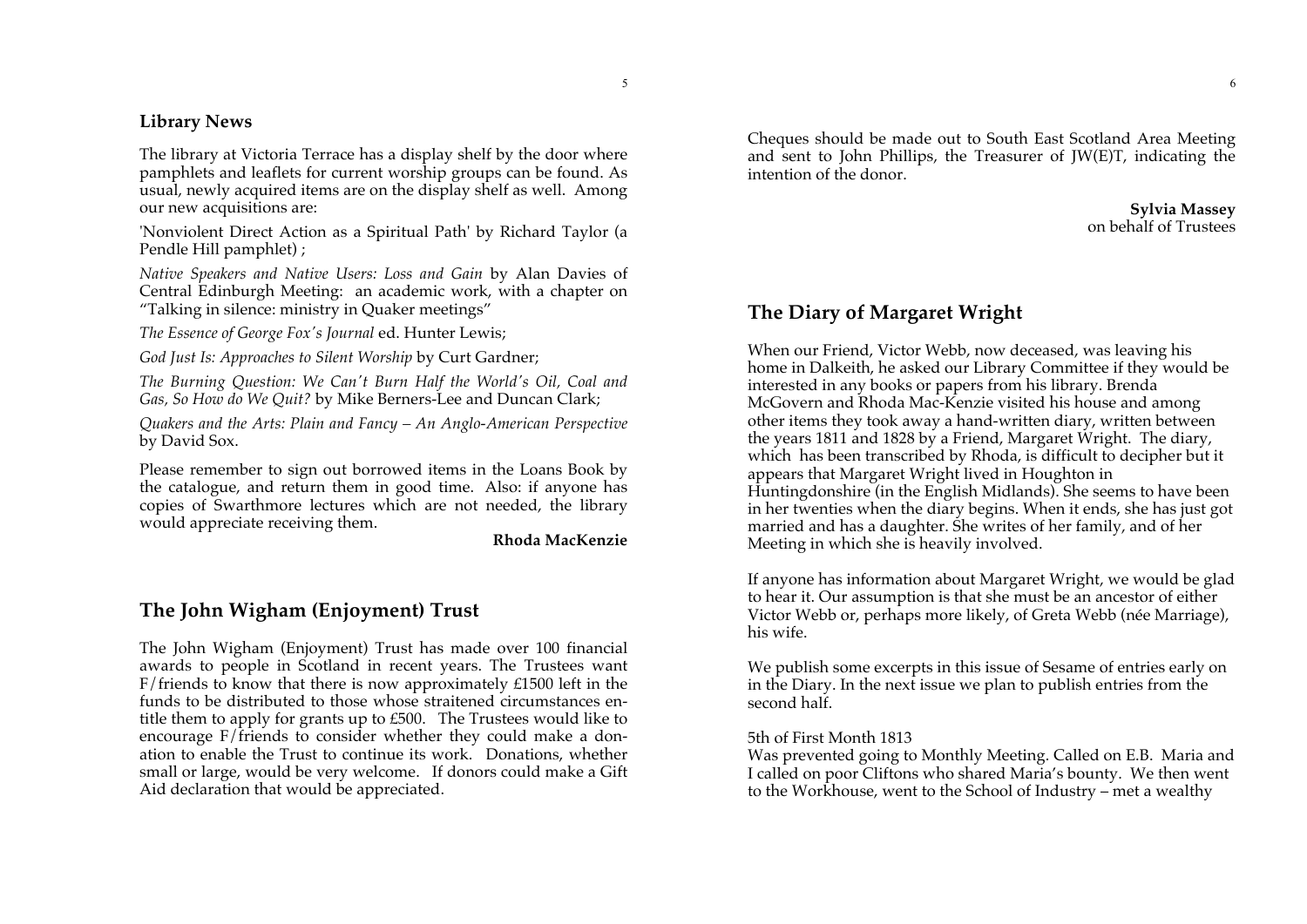## Library News

The library at Victoria Terrace has a display shelf by the door where pamphlets and leaflets for current worship groups can be found. As usual, newly acquired items are on the display shelf as well. Among our new acquisitions are:

'Nonviolent Direct Action as a Spiritual Path' by Richard Taylor (a Pendle Hill pamphlet) ;

*Native Speakers and Native Users: Loss and Gain* by Alan Davies of Central Edinburgh Meeting: an academic work, with a chapter on "Talking in silence: ministry in Quaker meetings"

*The Essence of George Fox's Journal* ed. Hunter Lewis;

*God Just Is: Approaches to Silent Worship* by Curt Gardner;

*The Burning Question: We Can't Burn Half the World's Oil, Coal and Gas, So How do We Quit?* by Mike Berners-Lee and Duncan Clark;

*Quakers and the Arts: Plain and Fancy – An Anglo-American Perspective* by David Sox.

Please remember to sign out borrowed items in the Loans Book by the catalogue, and return them in good time. Also: if anyone has copies of Swarthmore lectures which are not needed, the library would appreciate receiving them.

**Rhoda MacKenzie**

## The John Wigham (Enjoyment) Trust

The John Wigham (Enjoyment) Trust has made over 100 financial awards to people in Scotland in recent years. The Trustees want F/friends to know that there is now approximately £1500 left in the funds to be distributed to those whose straitened circumstances entitle them to apply for grants up to £500. The Trustees would like to encourage F/friends to consider whether they could make a donation to enable the Trust to continue its work. Donations, whether small or large, would be very welcome. If donors could make a Gift Aid declaration that would be appreciated.

Cheques should be made out to South East Scotland Area Meeting and sent to John Phillips, the Treasurer of JW(E)T, indicating the intention of the donor.

**Sylvia Massey**
on behalf of Trustees

## The Diary of Margaret Wright

When our Friend, Victor Webb, now deceased, was leaving his home in Dalkeith, he asked our Library Committee if they would be interested in any books or papers from his library. Brenda McGovern and Rhoda Mac-Kenzie visited his house and among other items they took away a hand-written diary, written between the years 1811 and 1828 by a Friend, Margaret Wright. The diary, which has been transcribed by Rhoda, is difficult to decipher but it appears that Margaret Wright lived in Houghton in Huntingdonshire (in the English Midlands). She seems to have been in her twenties when the diary begins. When it ends, she has just got married and has a daughter. She writes of her family, and of her Meeting in which she is heavily involved.

If anyone has information about Margaret Wright, we would be glad to hear it. Our assumption is that she must be an ancestor of either Victor Webb or, perhaps more likely, of Greta Webb (née Marriage), his wife.

We publish some excerpts in this issue of Sesame of entries early on in the Diary. In the next issue we plan to publish entries from the second half.

5th of First Month 1813
Was prevented going to Monthly Meeting. Called on E.B. Maria and I called on poor Cliftons who shared Maria's bounty. We then went to the Workhouse, went to the School of Industry – met a wealthy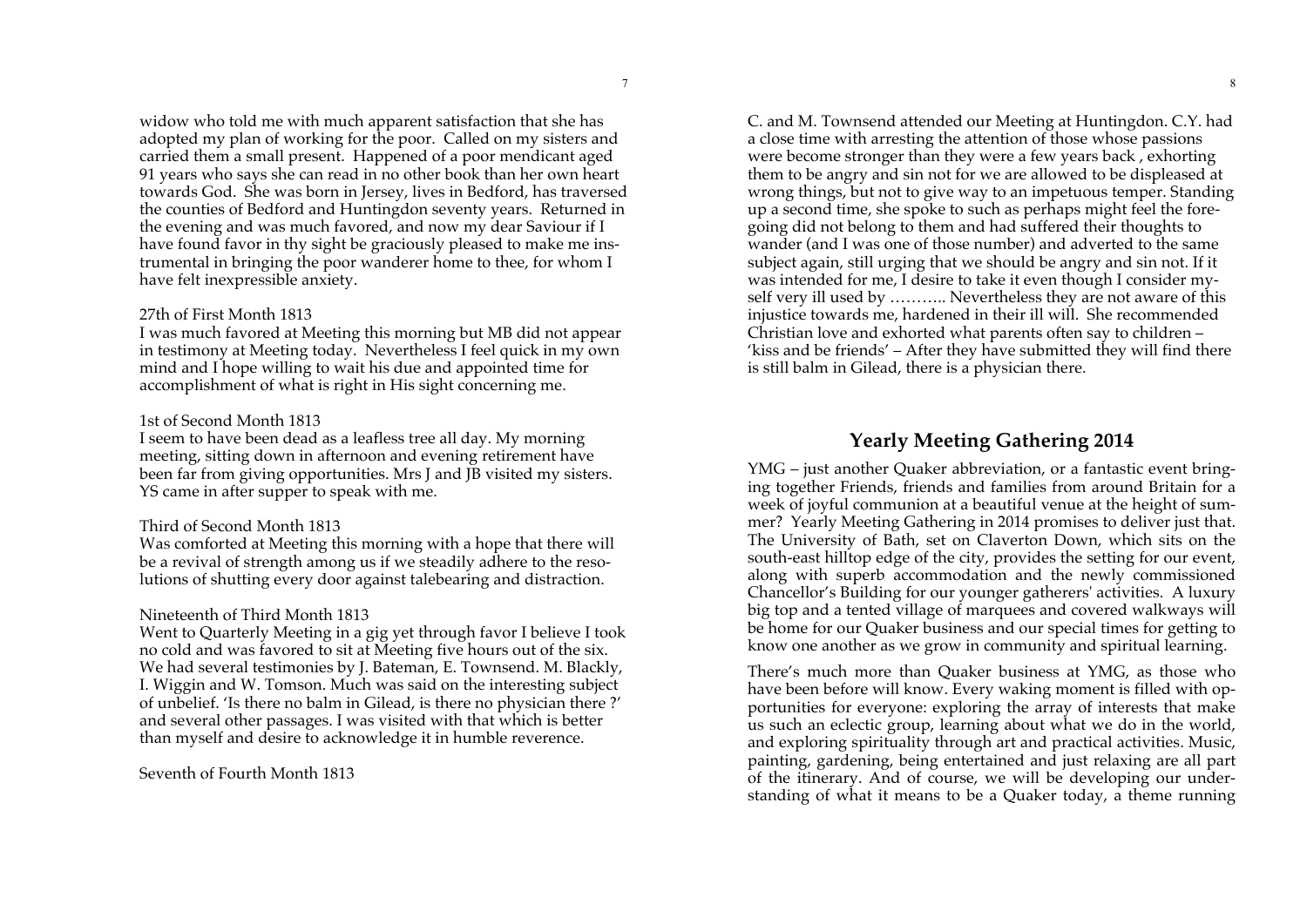widow who told me with much apparent satisfaction that she has adopted my plan of working for the poor. Called on my sisters and carried them a small present. Happened of a poor mendicant aged 91 years who says she can read in no other book than her own heart towards God. She was born in Jersey, lives in Bedford, has traversed the counties of Bedford and Huntingdon seventy years. Returned in the evening and was much favored, and now my dear Saviour if I have found favor in thy sight be graciously pleased to make me instrumental in bringing the poor wanderer home to thee, for whom I have felt inexpressible anxiety.

27th of First Month 1813
I was much favored at Meeting this morning but MB did not appear in testimony at Meeting today. Nevertheless I feel quick in my own mind and I hope willing to wait his due and appointed time for accomplishment of what is right in His sight concerning me.

1st of Second Month 1813
I seem to have been dead as a leafless tree all day. My morning meeting, sitting down in afternoon and evening retirement have been far from giving opportunities. Mrs J and JB visited my sisters. YS came in after supper to speak with me.

Third of Second Month 1813
Was comforted at Meeting this morning with a hope that there will be a revival of strength among us if we steadily adhere to the resolutions of shutting every door against talebearing and distraction.

Nineteenth of Third Month 1813
Went to Quarterly Meeting in a gig yet through favor I believe I took no cold and was favored to sit at Meeting five hours out of the six. We had several testimonies by J. Bateman, E. Townsend. M. Blackly, I. Wiggin and W. Tomson. Much was said on the interesting subject of unbelief. 'Is there no balm in Gilead, is there no physician there ?' and several other passages. I was visited with that which is better than myself and desire to acknowledge it in humble reverence.

Seventh of Fourth Month 1813

C. and M. Townsend attended our Meeting at Huntingdon. C.Y. had a close time with arresting the attention of those whose passions were become stronger than they were a few years back , exhorting them to be angry and sin not for we are allowed to be displeased at wrong things, but not to give way to an impetuous temper. Standing up a second time, she spoke to such as perhaps might feel the foregoing did not belong to them and had suffered their thoughts to wander (and I was one of those number) and adverted to the same subject again, still urging that we should be angry and sin not. If it was intended for me, I desire to take it even though I consider myself very ill used by ……….. Nevertheless they are not aware of this injustice towards me, hardened in their ill will. She recommended Christian love and exhorted what parents often say to children – 'kiss and be friends' – After they have submitted they will find there is still balm in Gilead, there is a physician there.

## Yearly Meeting Gathering 2014

YMG – just another Quaker abbreviation, or a fantastic event bringing together Friends, friends and families from around Britain for a week of joyful communion at a beautiful venue at the height of summer? Yearly Meeting Gathering in 2014 promises to deliver just that. The University of Bath, set on Claverton Down, which sits on the south-east hilltop edge of the city, provides the setting for our event, along with superb accommodation and the newly commissioned Chancellor's Building for our younger gatherers' activities. A luxury big top and a tented village of marquees and covered walkways will be home for our Quaker business and our special times for getting to know one another as we grow in community and spiritual learning.

There's much more than Quaker business at YMG, as those who have been before will know. Every waking moment is filled with opportunities for everyone: exploring the array of interests that make us such an eclectic group, learning about what we do in the world, and exploring spirituality through art and practical activities. Music, painting, gardening, being entertained and just relaxing are all part of the itinerary. And of course, we will be developing our understanding of what it means to be a Quaker today, a theme running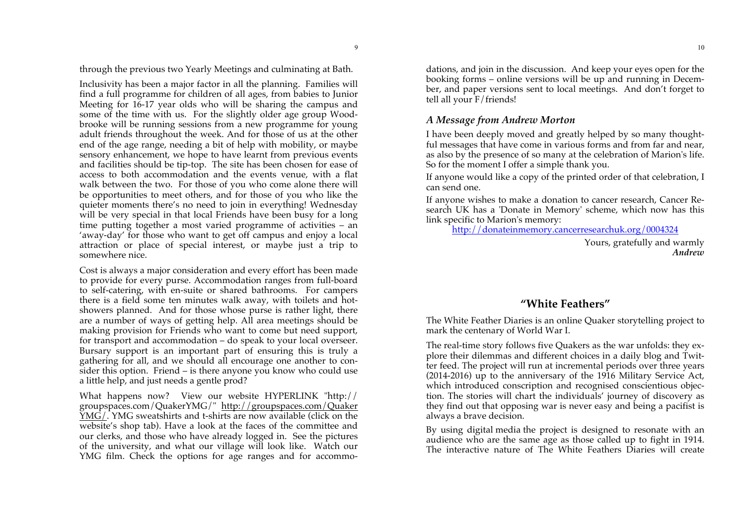through the previous two Yearly Meetings and culminating at Bath.

Inclusivity has been a major factor in all the planning. Families will find a full programme for children of all ages, from babies to Junior Meeting for 16-17 year olds who will be sharing the campus and some of the time with us. For the slightly older age group Woodbrooke will be running sessions from a new programme for young adult friends throughout the week. And for those of us at the other end of the age range, needing a bit of help with mobility, or maybe sensory enhancement, we hope to have learnt from previous events and facilities should be tip-top. The site has been chosen for ease of access to both accommodation and the events venue, with a flat walk between the two. For those of you who come alone there will be opportunities to meet others, and for those of you who like the quieter moments there's no need to join in everything! Wednesday will be very special in that local Friends have been busy for a long time putting together a most varied programme of activities – an 'away-day' for those who want to get off campus and enjoy a local attraction or place of special interest, or maybe just a trip to somewhere nice.

Cost is always a major consideration and every effort has been made to provide for every purse. Accommodation ranges from full-board to self-catering, with en-suite or shared bathrooms. For campers there is a field some ten minutes walk away, with toilets and hot-showers planned. And for those whose purse is rather light, there are a number of ways of getting help. All area meetings should be making provision for Friends who want to come but need support, for transport and accommodation – do speak to your local overseer. Bursary support is an important part of ensuring this is truly a gathering for all, and we should all encourage one another to consider this option. Friend – is there anyone you know who could use a little help, and just needs a gentle prod?

What happens now? View our website HYPERLINK "http://groupspaces.com/QuakerYMG/" http://groupspaces.com/QuakerYMG/. YMG sweatshirts and t-shirts are now available (click on the website's shop tab). Have a look at the faces of the committee and our clerks, and those who have already logged in. See the pictures of the university, and what our village will look like. Watch our YMG film. Check the options for age ranges and for accommodations, and join in the discussion. And keep your eyes open for the booking forms – online versions will be up and running in December, and paper versions sent to local meetings. And don't forget to tell all your F/friends!

### *A Message from Andrew Morton*

I have been deeply moved and greatly helped by so many thoughtful messages that have come in various forms and from far and near, as also by the presence of so many at the celebration of Marion's life. So for the moment I offer a simple thank you.

If anyone would like a copy of the printed order of that celebration, I can send one.

If anyone wishes to make a donation to cancer research, Cancer Research UK has a 'Donate in Memory' scheme, which now has this link specific to Marion's memory:

http://donateinmemory.cancerresearchuk.org/0004324

Yours, gratefully and warmly
*Andrew*

## "White Feathers"

The White Feather Diaries is an online Quaker storytelling project to mark the centenary of World War I.

The real-time story follows five Quakers as the war unfolds: they explore their dilemmas and different choices in a daily blog and Twitter feed. The project will run at incremental periods over three years (2014-2016) up to the anniversary of the 1916 Military Service Act, which introduced conscription and recognised conscientious objection. The stories will chart the individuals' journey of discovery as they find out that opposing war is never easy and being a pacifist is always a brave decision.

By using digital media the project is designed to resonate with an audience who are the same age as those called up to fight in 1914. The interactive nature of The White Feathers Diaries will create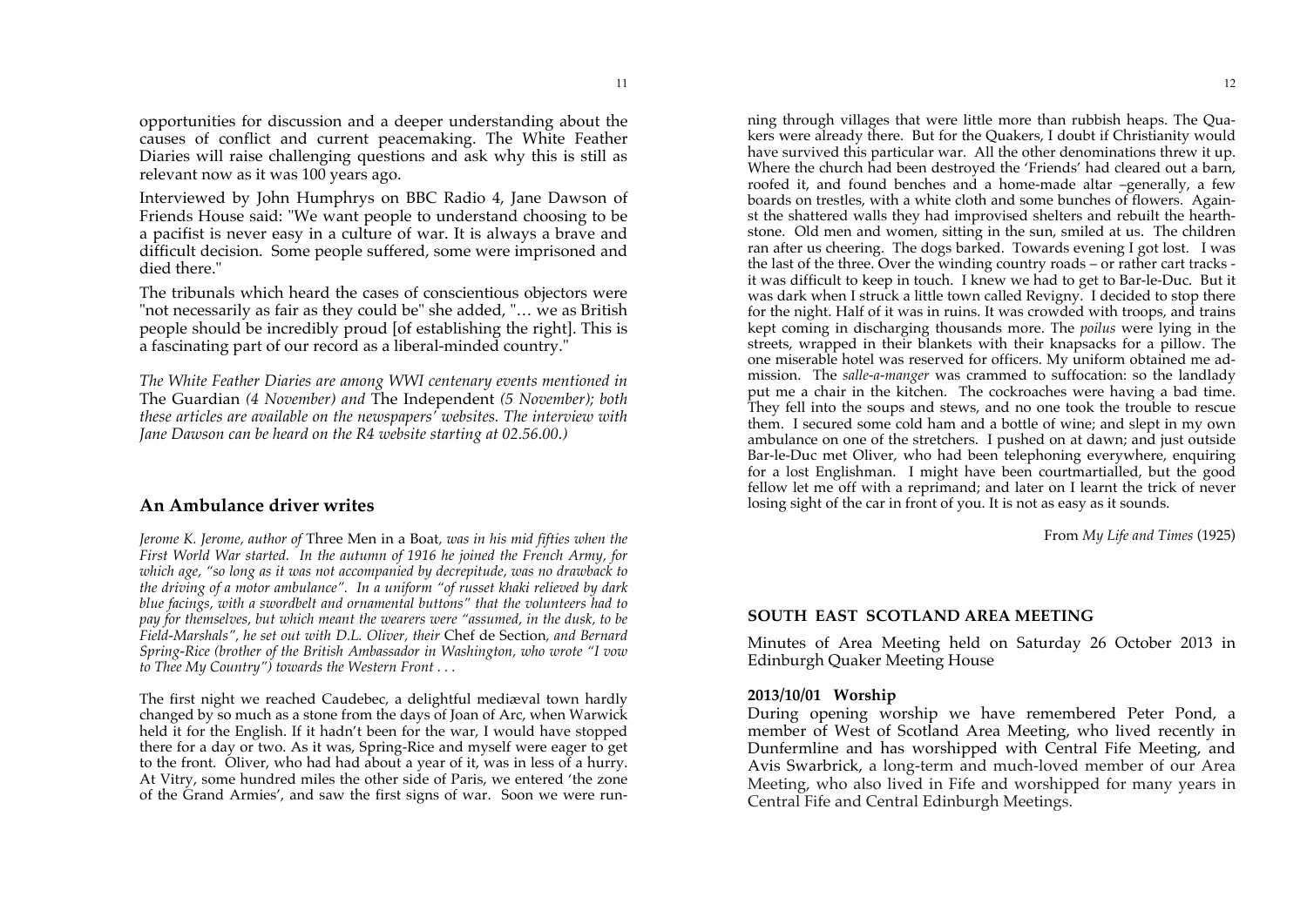opportunities for discussion and a deeper understanding about the causes of conflict and current peacemaking. The White Feather Diaries will raise challenging questions and ask why this is still as relevant now as it was 100 years ago.

Interviewed by John Humphrys on BBC Radio 4, Jane Dawson of Friends House said: "We want people to understand choosing to be a pacifist is never easy in a culture of war. It is always a brave and difficult decision. Some people suffered, some were imprisoned and died there."

The tribunals which heard the cases of conscientious objectors were "not necessarily as fair as they could be" she added, "… we as British people should be incredibly proud [of establishing the right]. This is a fascinating part of our record as a liberal-minded country."

*The White Feather Diaries are among WWI centenary events mentioned in* The Guardian *(4 November) and* The Independent *(5 November); both these articles are available on the newspapers' websites. The interview with Jane Dawson can be heard on the R4 website starting at 02.56.00.)*

## An Ambulance driver writes

*Jerome K. Jerome, author of* Three Men in a Boat, *was in his mid fifties when the First World War started. In the autumn of 1916 he joined the French Army, for which age, "so long as it was not accompanied by decrepitude, was no drawback to the driving of a motor ambulance". In a uniform "of russet khaki relieved by dark blue facings, with a swordbelt and ornamental buttons" that the volunteers had to pay for themselves, but which meant the wearers were "assumed, in the dusk, to be Field-Marshals", he set out with D.L. Oliver, their* Chef de Section, *and Bernard Spring-Rice (brother of the British Ambassador in Washington, who wrote "I vow to Thee My Country") towards the Western Front . . .*

The first night we reached Caudebec, a delightful mediæval town hardly changed by so much as a stone from the days of Joan of Arc, when Warwick held it for the English. If it hadn't been for the war, I would have stopped there for a day or two. As it was, Spring-Rice and myself were eager to get to the front. Oliver, who had had about a year of it, was in less of a hurry. At Vitry, some hundred miles the other side of Paris, we entered 'the zone of the Grand Armies', and saw the first signs of war. Soon we were running through villages that were little more than rubbish heaps. The Quakers were already there. But for the Quakers, I doubt if Christianity would have survived this particular war. All the other denominations threw it up. Where the church had been destroyed the 'Friends' had cleared out a barn, roofed it, and found benches and a home-made altar –generally, a few boards on trestles, with a white cloth and some bunches of flowers. Against the shattered walls they had improvised shelters and rebuilt the hearthstone. Old men and women, sitting in the sun, smiled at us. The children ran after us cheering. The dogs barked. Towards evening I got lost. I was the last of the three. Over the winding country roads – or rather cart tracks - it was difficult to keep in touch. I knew we had to get to Bar-le-Duc. But it was dark when I struck a little town called Revigny. I decided to stop there for the night. Half of it was in ruins. It was crowded with troops, and trains kept coming in discharging thousands more. The *poilus* were lying in the streets, wrapped in their blankets with their knapsacks for a pillow. The one miserable hotel was reserved for officers. My uniform obtained me admission. The *salle-a-manger* was crammed to suffocation: so the landlady put me a chair in the kitchen. The cockroaches were having a bad time. They fell into the soups and stews, and no one took the trouble to rescue them. I secured some cold ham and a bottle of wine; and slept in my own ambulance on one of the stretchers. I pushed on at dawn; and just outside Bar-le-Duc met Oliver, who had been telephoning everywhere, enquiring for a lost Englishman. I might have been courtmartialled, but the good fellow let me off with a reprimand; and later on I learnt the trick of never losing sight of the car in front of you. It is not as easy as it sounds.

From *My Life and Times* (1925)

### SOUTH EAST SCOTLAND AREA MEETING

Minutes of Area Meeting held on Saturday 26 October 2013 in Edinburgh Quaker Meeting House

**2013/10/01 Worship**

During opening worship we have remembered Peter Pond, a member of West of Scotland Area Meeting, who lived recently in Dunfermline and has worshipped with Central Fife Meeting, and Avis Swarbrick, a long-term and much-loved member of our Area Meeting, who also lived in Fife and worshipped for many years in Central Fife and Central Edinburgh Meetings.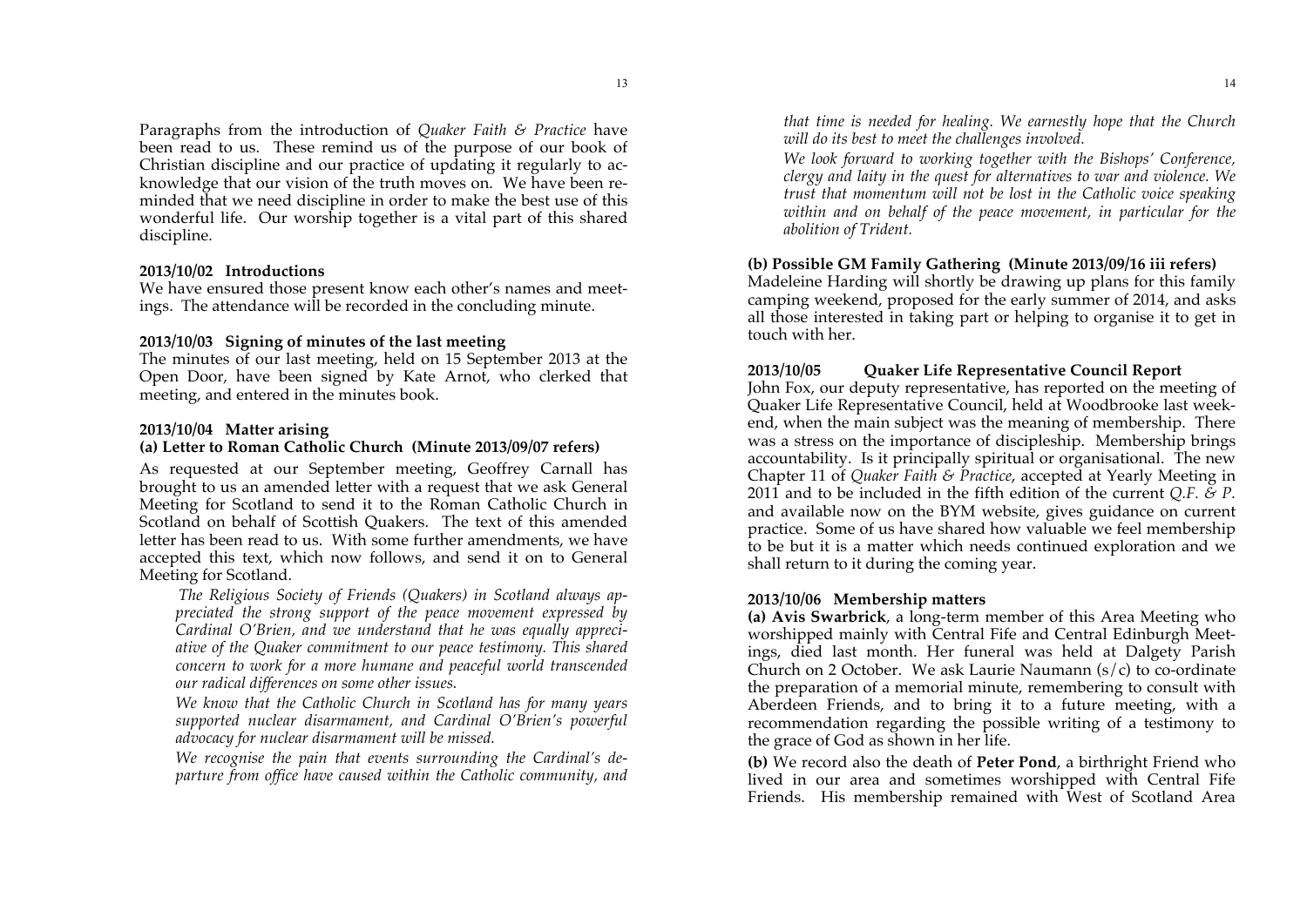Paragraphs from the introduction of *Quaker Faith & Practice* have been read to us. These remind us of the purpose of our book of Christian discipline and our practice of updating it regularly to acknowledge that our vision of the truth moves on. We have been reminded that we need discipline in order to make the best use of this wonderful life. Our worship together is a vital part of this shared discipline.

**2013/10/02 Introductions**

We have ensured those present know each other's names and meetings. The attendance will be recorded in the concluding minute.

**2013/10/03 Signing of minutes of the last meeting**

The minutes of our last meeting, held on 15 September 2013 at the Open Door, have been signed by Kate Arnot, who clerked that meeting, and entered in the minutes book.

**2013/10/04 Matter arising**

**(a) Letter to Roman Catholic Church (Minute 2013/09/07 refers)**

As requested at our September meeting, Geoffrey Carnall has brought to us an amended letter with a request that we ask General Meeting for Scotland to send it to the Roman Catholic Church in Scotland on behalf of Scottish Quakers. The text of this amended letter has been read to us. With some further amendments, we have accepted this text, which now follows, and send it on to General Meeting for Scotland.

> *The Religious Society of Friends (Quakers) in Scotland always appreciated the strong support of the peace movement expressed by Cardinal O'Brien, and we understand that he was equally appreciative of the Quaker commitment to our peace testimony. This shared concern to work for a more humane and peaceful world transcended our radical differences on some other issues.*
>
> *We know that the Catholic Church in Scotland has for many years supported nuclear disarmament, and Cardinal O'Brien's powerful advocacy for nuclear disarmament will be missed.*
>
> *We recognise the pain that events surrounding the Cardinal's departure from office have caused within the Catholic community, and that time is needed for healing. We earnestly hope that the Church will do its best to meet the challenges involved.*
>
> *We look forward to working together with the Bishops' Conference, clergy and laity in the quest for alternatives to war and violence. We trust that momentum will not be lost in the Catholic voice speaking within and on behalf of the peace movement, in particular for the abolition of Trident.*

**(b) Possible GM Family Gathering (Minute 2013/09/16 iii refers)**

Madeleine Harding will shortly be drawing up plans for this family camping weekend, proposed for the early summer of 2014, and asks all those interested in taking part or helping to organise it to get in touch with her.

**2013/10/05 Quaker Life Representative Council Report**

John Fox, our deputy representative, has reported on the meeting of Quaker Life Representative Council, held at Woodbrooke last weekend, when the main subject was the meaning of membership. There was a stress on the importance of discipleship. Membership brings accountability. Is it principally spiritual or organisational. The new Chapter 11 of *Quaker Faith & Practice*, accepted at Yearly Meeting in 2011 and to be included in the fifth edition of the current *Q.F. & P.* and available now on the BYM website, gives guidance on current practice. Some of us have shared how valuable we feel membership to be but it is a matter which needs continued exploration and we shall return to it during the coming year.

**2013/10/06 Membership matters**

**(a) Avis Swarbrick**, a long-term member of this Area Meeting who worshipped mainly with Central Fife and Central Edinburgh Meetings, died last month. Her funeral was held at Dalgety Parish Church on 2 October. We ask Laurie Naumann (s/c) to co-ordinate the preparation of a memorial minute, remembering to consult with Aberdeen Friends, and to bring it to a future meeting, with a recommendation regarding the possible writing of a testimony to the grace of God as shown in her life.

**(b)** We record also the death of **Peter Pond**, a birthright Friend who lived in our area and sometimes worshipped with Central Fife Friends. His membership remained with West of Scotland Area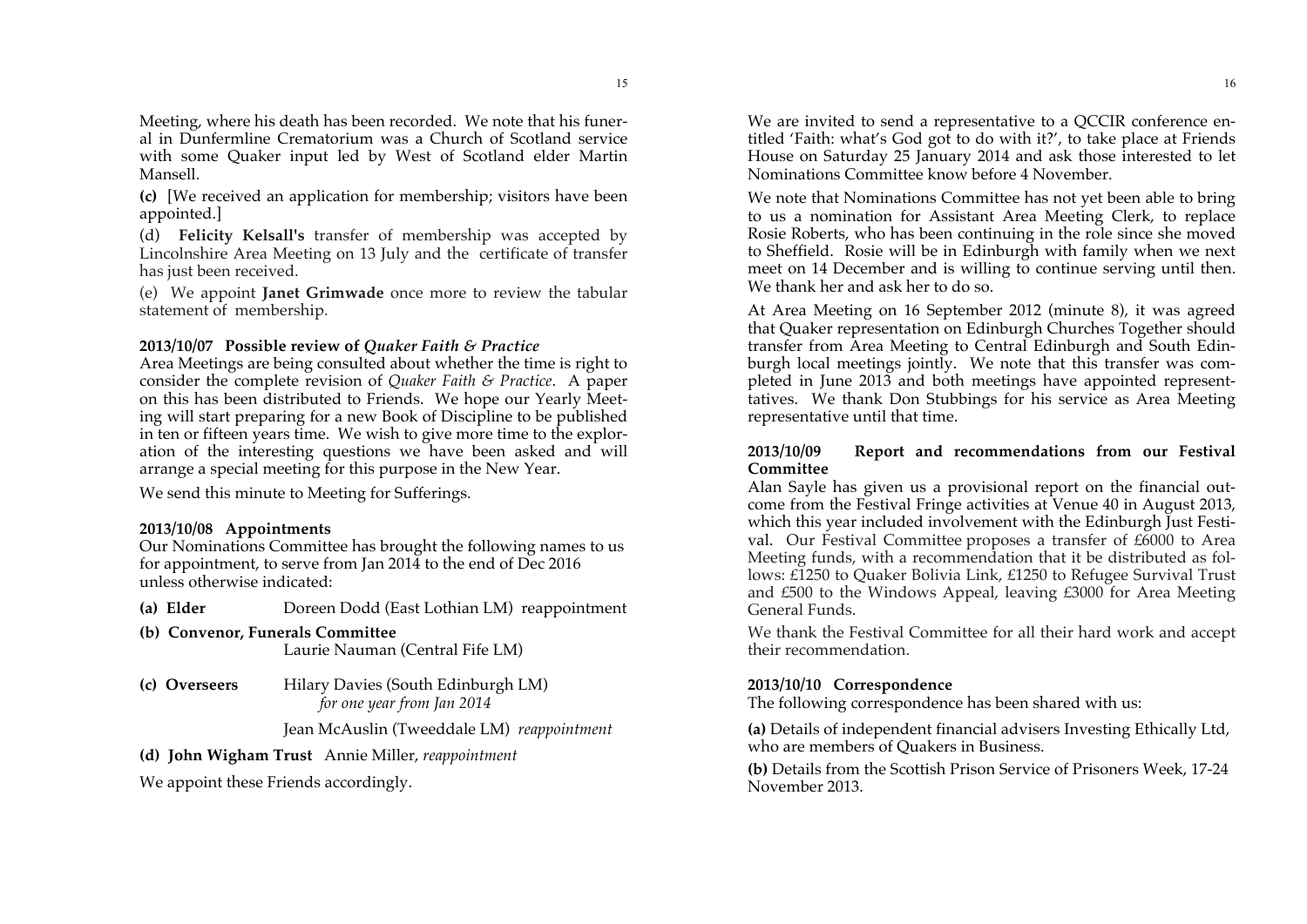Meeting, where his death has been recorded. We note that his funeral in Dunfermline Crematorium was a Church of Scotland service with some Quaker input led by West of Scotland elder Martin Mansell.

**(c)** [We received an application for membership; visitors have been appointed.]

(d) **Felicity Kelsall's** transfer of membership was accepted by Lincolnshire Area Meeting on 13 July and the certificate of transfer has just been received.

(e) We appoint **Janet Grimwade** once more to review the tabular statement of membership.

**2013/10/07 Possible review of *Quaker Faith & Practice***

Area Meetings are being consulted about whether the time is right to consider the complete revision of *Quaker Faith & Practice*. A paper on this has been distributed to Friends. We hope our Yearly Meeting will start preparing for a new Book of Discipline to be published in ten or fifteen years time. We wish to give more time to the exploration of the interesting questions we have been asked and will arrange a special meeting for this purpose in the New Year.

We send this minute to Meeting for Sufferings.

**2013/10/08 Appointments**

Our Nominations Committee has brought the following names to us for appointment, to serve from Jan 2014 to the end of Dec 2016 unless otherwise indicated:

**(a) Elder** Doreen Dodd (East Lothian LM) reappointment

**(b) Convenor, Funerals Committee**
Laurie Nauman (Central Fife LM)

**(c) Overseers** Hilary Davies (South Edinburgh LM)
*for one year from Jan 2014*

Jean McAuslin (Tweeddale LM) *reappointment*

**(d) John Wigham Trust** Annie Miller, *reappointment*

We appoint these Friends accordingly.

We are invited to send a representative to a QCCIR conference entitled 'Faith: what's God got to do with it?', to take place at Friends House on Saturday 25 January 2014 and ask those interested to let Nominations Committee know before 4 November.

We note that Nominations Committee has not yet been able to bring to us a nomination for Assistant Area Meeting Clerk, to replace Rosie Roberts, who has been continuing in the role since she moved to Sheffield. Rosie will be in Edinburgh with family when we next meet on 14 December and is willing to continue serving until then. We thank her and ask her to do so.

At Area Meeting on 16 September 2012 (minute 8), it was agreed that Quaker representation on Edinburgh Churches Together should transfer from Area Meeting to Central Edinburgh and South Edinburgh local meetings jointly. We note that this transfer was completed in June 2013 and both meetings have appointed representtatives. We thank Don Stubbings for his service as Area Meeting representative until that time.

**2013/10/09 Report and recommendations from our Festival Committee**

Alan Sayle has given us a provisional report on the financial outcome from the Festival Fringe activities at Venue 40 in August 2013, which this year included involvement with the Edinburgh Just Festival. Our Festival Committee proposes a transfer of £6000 to Area Meeting funds, with a recommendation that it be distributed as follows: £1250 to Quaker Bolivia Link, £1250 to Refugee Survival Trust and £500 to the Windows Appeal, leaving £3000 for Area Meeting General Funds.

We thank the Festival Committee for all their hard work and accept their recommendation.

**2013/10/10 Correspondence**

The following correspondence has been shared with us:

**(a)** Details of independent financial advisers Investing Ethically Ltd, who are members of Quakers in Business.

**(b)** Details from the Scottish Prison Service of Prisoners Week, 17-24 November 2013.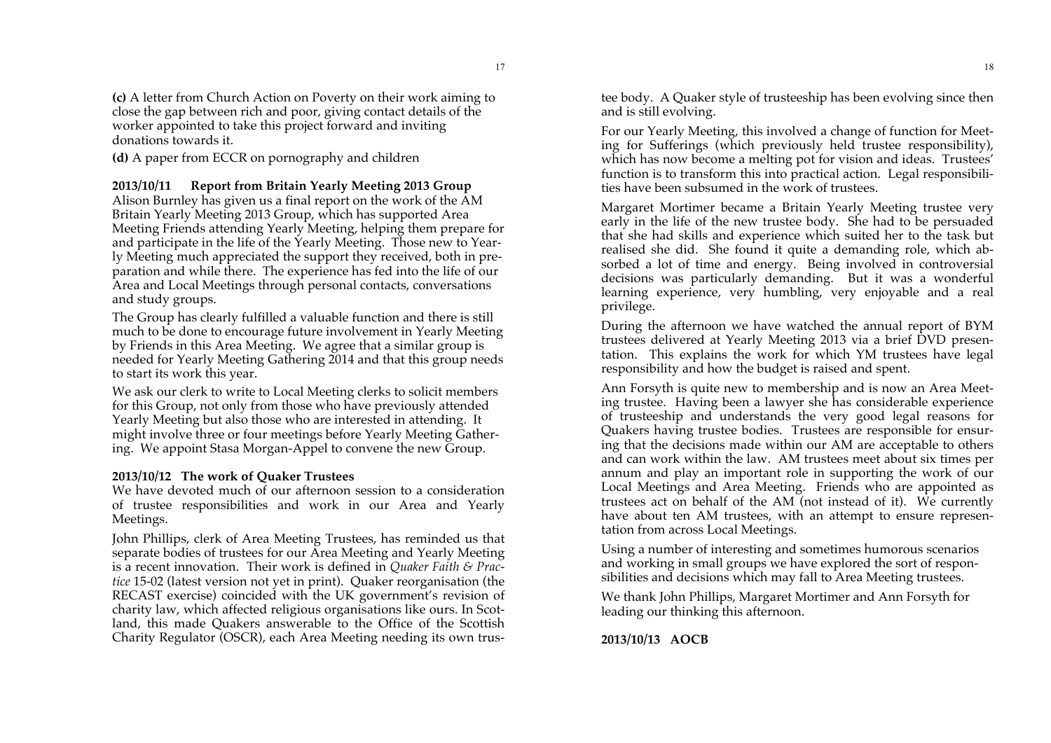**(c)** A letter from Church Action on Poverty on their work aiming to close the gap between rich and poor, giving contact details of the worker appointed to take this project forward and inviting donations towards it.

**(d)** A paper from ECCR on pornography and children

**2013/10/11 Report from Britain Yearly Meeting 2013 Group**

Alison Burnley has given us a final report on the work of the AM Britain Yearly Meeting 2013 Group, which has supported Area Meeting Friends attending Yearly Meeting, helping them prepare for and participate in the life of the Yearly Meeting. Those new to Yearly Meeting much appreciated the support they received, both in preparation and while there. The experience has fed into the life of our Area and Local Meetings through personal contacts, conversations and study groups.

The Group has clearly fulfilled a valuable function and there is still much to be done to encourage future involvement in Yearly Meeting by Friends in this Area Meeting. We agree that a similar group is needed for Yearly Meeting Gathering 2014 and that this group needs to start its work this year.

We ask our clerk to write to Local Meeting clerks to solicit members for this Group, not only from those who have previously attended Yearly Meeting but also those who are interested in attending. It might involve three or four meetings before Yearly Meeting Gathering. We appoint Stasa Morgan-Appel to convene the new Group.

**2013/10/12 The work of Quaker Trustees**

We have devoted much of our afternoon session to a consideration of trustee responsibilities and work in our Area and Yearly Meetings.

John Phillips, clerk of Area Meeting Trustees, has reminded us that separate bodies of trustees for our Area Meeting and Yearly Meeting is a recent innovation. Their work is defined in *Quaker Faith & Practice* 15-02 (latest version not yet in print). Quaker reorganisation (the RECAST exercise) coincided with the UK government's revision of charity law, which affected religious organisations like ours. In Scotland, this made Quakers answerable to the Office of the Scottish Charity Regulator (OSCR), each Area Meeting needing its own trustee body. A Quaker style of trusteeship has been evolving since then and is still evolving.

For our Yearly Meeting, this involved a change of function for Meeting for Sufferings (which previously held trustee responsibility), which has now become a melting pot for vision and ideas. Trustees' function is to transform this into practical action. Legal responsibilities have been subsumed in the work of trustees.

Margaret Mortimer became a Britain Yearly Meeting trustee very early in the life of the new trustee body. She had to be persuaded that she had skills and experience which suited her to the task but realised she did. She found it quite a demanding role, which absorbed a lot of time and energy. Being involved in controversial decisions was particularly demanding. But it was a wonderful learning experience, very humbling, very enjoyable and a real privilege.

During the afternoon we have watched the annual report of BYM trustees delivered at Yearly Meeting 2013 via a brief DVD presentation. This explains the work for which YM trustees have legal responsibility and how the budget is raised and spent.

Ann Forsyth is quite new to membership and is now an Area Meeting trustee. Having been a lawyer she has considerable experience of trusteeship and understands the very good legal reasons for Quakers having trustee bodies. Trustees are responsible for ensuring that the decisions made within our AM are acceptable to others and can work within the law. AM trustees meet about six times per annum and play an important role in supporting the work of our Local Meetings and Area Meeting. Friends who are appointed as trustees act on behalf of the AM (not instead of it). We currently have about ten AM trustees, with an attempt to ensure representation from across Local Meetings.

Using a number of interesting and sometimes humorous scenarios and working in small groups we have explored the sort of responsibilities and decisions which may fall to Area Meeting trustees.

We thank John Phillips, Margaret Mortimer and Ann Forsyth for leading our thinking this afternoon.

**2013/10/13 AOCB**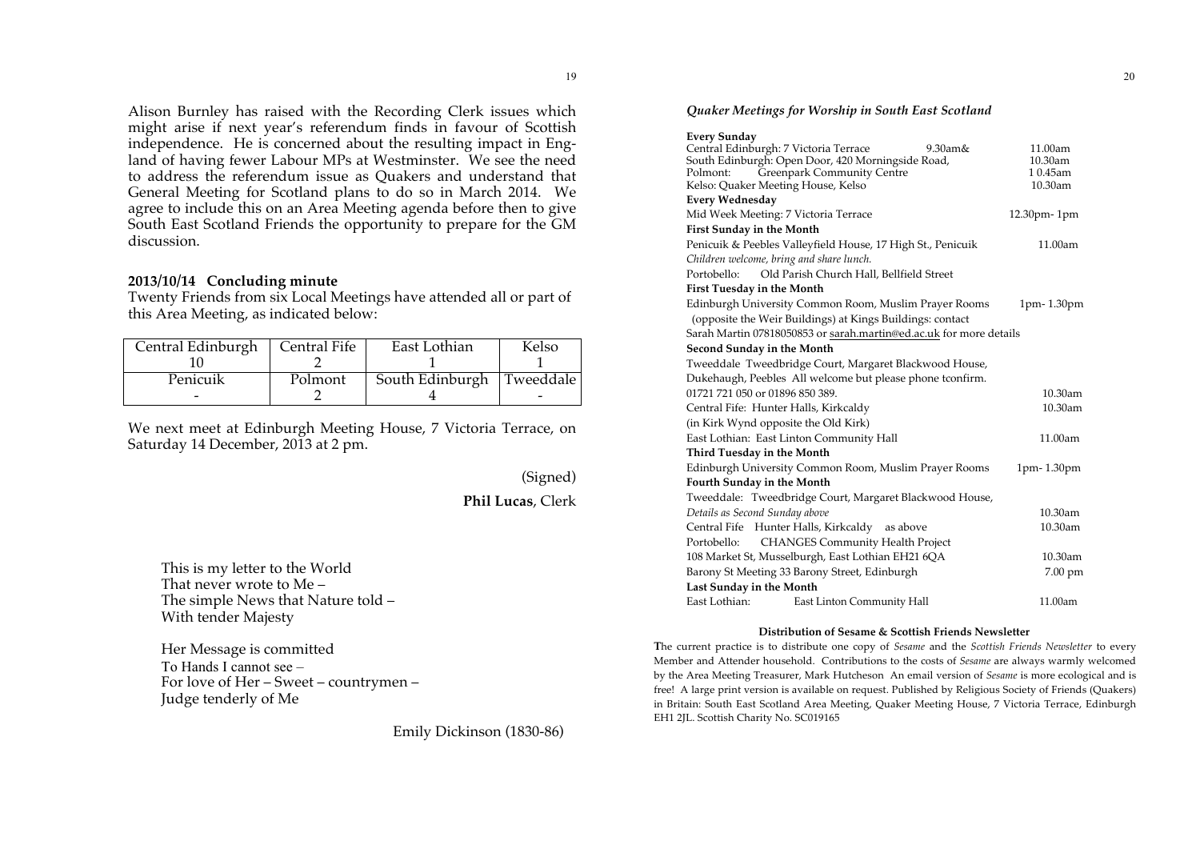Alison Burnley has raised with the Recording Clerk issues which might arise if next year's referendum finds in favour of Scottish independence. He is concerned about the resulting impact in England of having fewer Labour MPs at Westminster. We see the need to address the referendum issue as Quakers and understand that General Meeting for Scotland plans to do so in March 2014. We agree to include this on an Area Meeting agenda before then to give South East Scotland Friends the opportunity to prepare for the GM discussion.

**2013/10/14 Concluding minute**

Twenty Friends from six Local Meetings have attended all or part of this Area Meeting, as indicated below:

| | | | |
|---|---|---|---|
| Central Edinburgh<br>10 | Central Fife<br>2 | East Lothian<br>1 | Kelso<br>1 |
| Penicuik<br>- | Polmont<br>2 | South Edinburgh<br>4 | Tweeddale<br>- |

We next meet at Edinburgh Meeting House, 7 Victoria Terrace, on Saturday 14 December, 2013 at 2 pm.

(Signed)

**Phil Lucas**, Clerk

This is my letter to the World
That never wrote to Me –
The simple News that Nature told –
With tender Majesty

Her Message is committed
To Hands I cannot see –
For love of Her – Sweet – countrymen –
Judge tenderly of Me

Emily Dickinson (1830-86)

### *Quaker Meetings for Worship in South East Scotland*

**Every Sunday**

Central Edinburgh: 7 Victoria Terrace 9.30am& 11.00am
South Edinburgh: Open Door, 420 Morningside Road, 10.30am
Polmont: Greenpark Community Centre 1 0.45am
Kelso: Quaker Meeting House, Kelso 10.30am

**Every Wednesday**

Mid Week Meeting: 7 Victoria Terrace 12.30pm- 1pm

**First Sunday in the Month**

Penicuik & Peebles Valleyfield House, 17 High St., Penicuik 11.00am
*Children welcome, bring and share lunch.*
Portobello: Old Parish Church Hall, Bellfield Street

**First Tuesday in the Month**

Edinburgh University Common Room, Muslim Prayer Rooms 1pm- 1.30pm
(opposite the Weir Buildings) at Kings Buildings: contact
Sarah Martin 07818050853 or sarah.martin@ed.ac.uk for more details

**Second Sunday in the Month**

Tweeddale Tweedbridge Court, Margaret Blackwood House,
Dukehaugh, Peebles All welcome but please phone tconfirm.
01721 721 050 or 01896 850 389. 10.30am
Central Fife: Hunter Halls, Kirkcaldy 10.30am
(in Kirk Wynd opposite the Old Kirk)
East Lothian: East Linton Community Hall 11.00am

**Third Tuesday in the Month**

Edinburgh University Common Room, Muslim Prayer Rooms 1pm- 1.30pm

**Fourth Sunday in the Month**

Tweeddale: Tweedbridge Court, Margaret Blackwood House,
*Details as Second Sunday above* 10.30am
Central Fife Hunter Halls, Kirkcaldy as above 10.30am
Portobello: CHANGES Community Health Project
108 Market St, Musselburgh, East Lothian EH21 6QA 10.30am
Barony St Meeting 33 Barony Street, Edinburgh 7.00 pm

**Last Sunday in the Month**

East Lothian: East Linton Community Hall 11.00am

**Distribution of Sesame & Scottish Friends Newsletter**

The current practice is to distribute one copy of *Sesame* and the *Scottish Friends Newsletter* to every Member and Attender household. Contributions to the costs of *Sesame* are always warmly welcomed by the Area Meeting Treasurer, Mark Hutcheson An email version of *Sesame* is more ecological and is free! A large print version is available on request. Published by Religious Society of Friends (Quakers) in Britain: South East Scotland Area Meeting, Quaker Meeting House, 7 Victoria Terrace, Edinburgh EH1 2JL. Scottish Charity No. SC019165